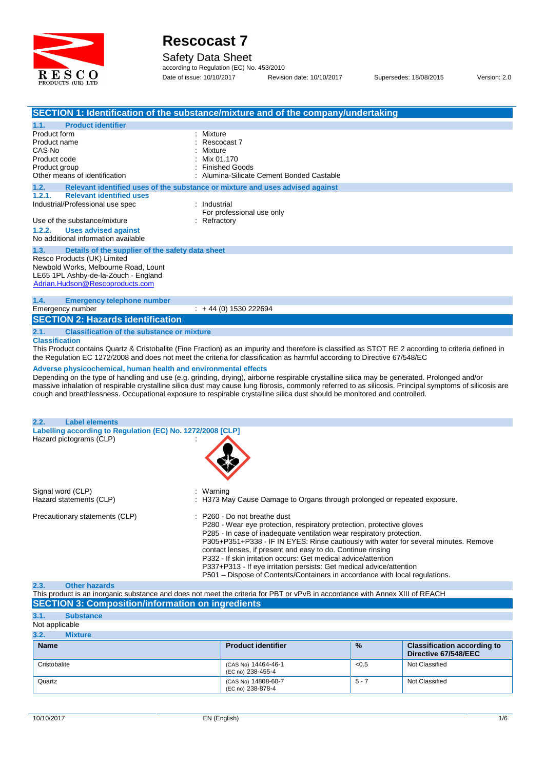# Rescocast 7

Safety Data Sheet

according to Regulation (EC) No. 453/2010

Date of issue: 10/10/2017 Revision date: 10/10/2017 Supersedes: 18/08/2015 Version: 2.0

## SECTION 1: Identification of the substance/mixture and of the company/undertaking

### 1.1. Product identifier

| | |
|---|---|
| Product form | : Mixture |
| Product name | : Rescocast 7 |
| CAS No | : Mixture |
| Product code | : Mix 01.170 |
| Product group | : Finished Goods |
| Other means of identification | : Alumina-Silicate Cement Bonded Castable |

### 1.2. Relevant identified uses of the substance or mixture and uses advised against

#### 1.2.1. Relevant identified uses

| | |
|---|---|
| Industrial/Professional use spec | : Industrial<br>For professional use only |
| Use of the substance/mixture | : Refractory |

#### 1.2.2. Uses advised against

No additional information available

### 1.3. Details of the supplier of the safety data sheet

Resco Products (UK) Limited
Newbold Works, Melbourne Road, Lount
LE65 1PL Ashby-de-la-Zouch - England
Adrian.Hudson@Rescoproducts.com

### 1.4. Emergency telephone number

Emergency number : + 44 (0) 1530 222694

## SECTION 2: Hazards identification

### 2.1. Classification of the substance or mixture

**Classification**

This Product contains Quartz & Cristobalite (Fine Fraction) as an impurity and therefore is classified as STOT RE 2 according to criteria defined in the Regulation EC 1272/2008 and does not meet the criteria for classification as harmful according to Directive 67/548/EC

**Adverse physicochemical, human health and environmental effects**

Depending on the type of handling and use (e.g. grinding, drying), airborne respirable crystalline silica may be generated. Prolonged and/or massive inhalation of respirable crystalline silica dust may cause lung fibrosis, commonly referred to as silicosis. Principal symptoms of silicosis are cough and breathlessness. Occupational exposure to respirable crystalline silica dust should be monitored and controlled.

### 2.2. Label elements

**Labelling according to Regulation (EC) No. 1272/2008 [CLP]**

Hazard pictograms (CLP) :

Signal word (CLP) : Warning

Hazard statements (CLP) : H373 May Cause Damage to Organs through prolonged or repeated exposure.

Precautionary statements (CLP) :
- P260 - Do not breathe dust
- P280 - Wear eye protection, respiratory protection, protective gloves
- P285 - In case of inadequate ventilation wear respiratory protection.
- P305+P351+P338 - IF IN EYES: Rinse cautiously with water for several minutes. Remove contact lenses, if present and easy to do. Continue rinsing
- P332 - If skin irritation occurs: Get medical advice/attention
- P337+P313 - If eye irritation persists: Get medical advice/attention
- P501 – Dispose of Contents/Containers in accordance with local regulations.

### 2.3. Other hazards

This product is an inorganic substance and does not meet the criteria for PBT or vPvB in accordance with Annex XIII of REACH

## SECTION 3: Composition/information on ingredients

### 3.1. Substance

Not applicable

### 3.2. Mixture

| Name | Product identifier | % | Classification according to Directive 67/548/EEC |
|---|---|---|---|
| Cristobalite | (CAS No) 14464-46-1<br>(EC no) 238-455-4 | <0.5 | Not Classified |
| Quartz | (CAS No) 14808-60-7<br>(EC no) 238-878-4 | 5 - 7 | Not Classified |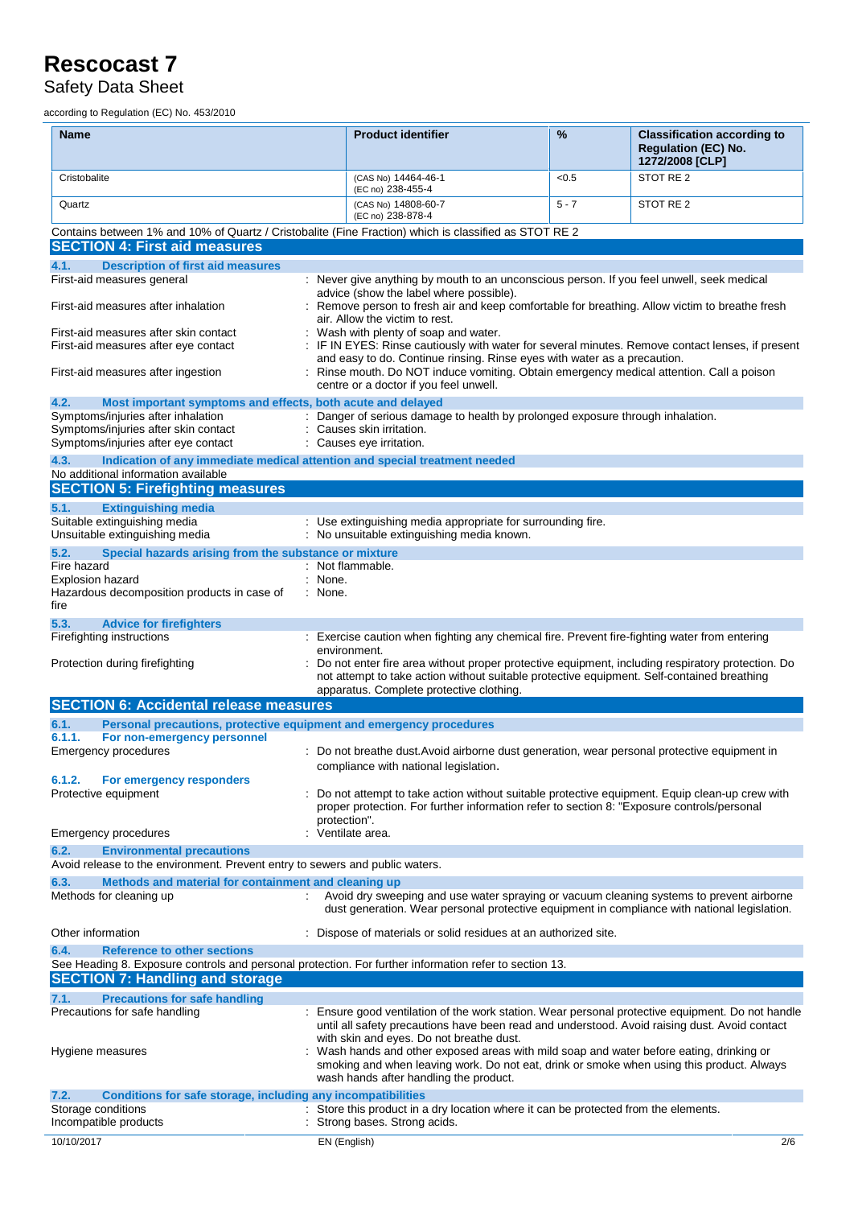| Name | Product identifier | % | Classification according to Regulation (EC) No. 1272/2008 [CLP] |
|---|---|---|---|
| Cristobalite | (CAS No) 14464-46-1 (EC no) 238-455-4 | <0.5 | STOT RE 2 |
| Quartz | (CAS No) 14808-60-7 (EC no) 238-878-4 | 5 - 7 | STOT RE 2 |

Contains between 1% and 10% of Quartz / Cristobalite (Fine Fraction) which is classified as STOT RE 2

## SECTION 4: First aid measures

### 4.1. Description of first aid measures

First-aid measures general : Never give anything by mouth to an unconscious person. If you feel unwell, seek medical advice (show the label where possible).

First-aid measures after inhalation : Remove person to fresh air and keep comfortable for breathing. Allow victim to breathe fresh air. Allow the victim to rest.

First-aid measures after skin contact : Wash with plenty of soap and water.

First-aid measures after eye contact : IF IN EYES: Rinse cautiously with water for several minutes. Remove contact lenses, if present and easy to do. Continue rinsing. Rinse eyes with water as a precaution.

First-aid measures after ingestion : Rinse mouth. Do NOT induce vomiting. Obtain emergency medical attention. Call a poison centre or a doctor if you feel unwell.

### 4.2. Most important symptoms and effects, both acute and delayed

Symptoms/injuries after inhalation : Danger of serious damage to health by prolonged exposure through inhalation.

Symptoms/injuries after skin contact : Causes skin irritation.

Symptoms/injuries after eye contact : Causes eye irritation.

### 4.3. Indication of any immediate medical attention and special treatment needed

No additional information available

## SECTION 5: Firefighting measures

### 5.1. Extinguishing media

Suitable extinguishing media : Use extinguishing media appropriate for surrounding fire.

Unsuitable extinguishing media : No unsuitable extinguishing media known.

### 5.2. Special hazards arising from the substance or mixture

Fire hazard : Not flammable.

Explosion hazard : None.

Hazardous decomposition products in case of fire : None.

### 5.3. Advice for firefighters

Firefighting instructions : Exercise caution when fighting any chemical fire. Prevent fire-fighting water from entering environment.

Protection during firefighting : Do not enter fire area without proper protective equipment, including respiratory protection. Do not attempt to take action without suitable protective equipment. Self-contained breathing apparatus. Complete protective clothing.

## SECTION 6: Accidental release measures

### 6.1. Personal precautions, protective equipment and emergency procedures

#### 6.1.1. For non-emergency personnel

Emergency procedures : Do not breathe dust.Avoid airborne dust generation, wear personal protective equipment in compliance with national legislation.

#### 6.1.2. For emergency responders

Protective equipment : Do not attempt to take action without suitable protective equipment. Equip clean-up crew with proper protection. For further information refer to section 8: "Exposure controls/personal protection".

Emergency procedures : Ventilate area.

### 6.2. Environmental precautions

Avoid release to the environment. Prevent entry to sewers and public waters.

### 6.3. Methods and material for containment and cleaning up

Methods for cleaning up : Avoid dry sweeping and use water spraying or vacuum cleaning systems to prevent airborne dust generation. Wear personal protective equipment in compliance with national legislation.

Other information : Dispose of materials or solid residues at an authorized site.

### 6.4. Reference to other sections

See Heading 8. Exposure controls and personal protection. For further information refer to section 13.

## SECTION 7: Handling and storage

### 7.1. Precautions for safe handling

Precautions for safe handling : Ensure good ventilation of the work station. Wear personal protective equipment. Do not handle until all safety precautions have been read and understood. Avoid raising dust. Avoid contact with skin and eyes. Do not breathe dust.

Hygiene measures : Wash hands and other exposed areas with mild soap and water before eating, drinking or smoking and when leaving work. Do not eat, drink or smoke when using this product. Always wash hands after handling the product.

### 7.2. Conditions for safe storage, including any incompatibilities

Storage conditions : Store this product in a dry location where it can be protected from the elements.

Incompatible products : Strong bases. Strong acids.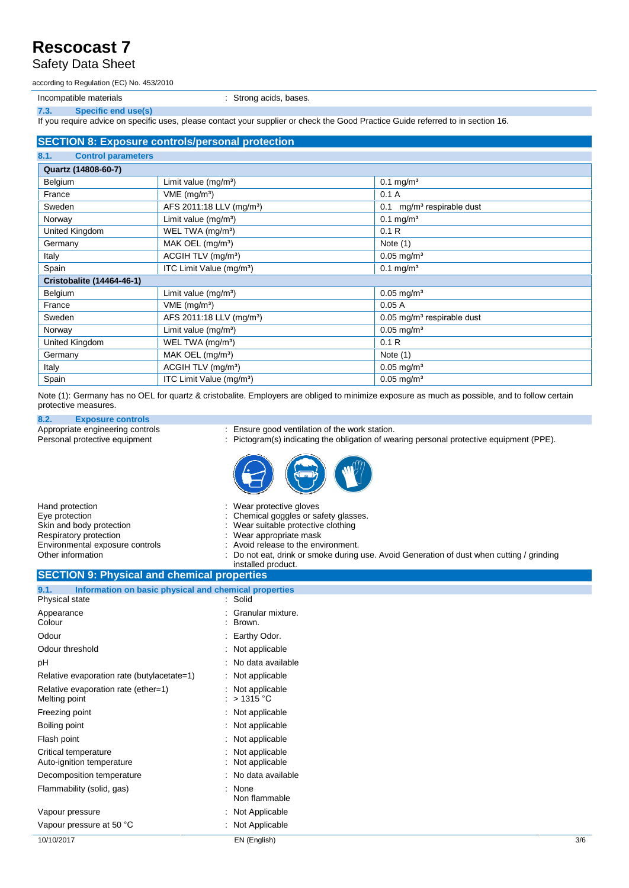Incompatible materials : Strong acids, bases.

### 7.3. Specific end use(s)

If you require advice on specific uses, please contact your supplier or check the Good Practice Guide referred to in section 16.

## SECTION 8: Exposure controls/personal protection

### 8.1. Control parameters

| Quartz (14808-60-7) | | |
|---|---|---|
| Belgium | Limit value (mg/m³) | 0.1 mg/m³ |
| France | VME (mg/m³) | 0.1 A |
| Sweden | AFS 2011:18 LLV (mg/m³) | 0.1 mg/m³ respirable dust |
| Norway | Limit value (mg/m³) | 0.1 mg/m³ |
| United Kingdom | WEL TWA (mg/m³) | 0.1 R |
| Germany | MAK OEL (mg/m³) | Note (1) |
| Italy | ACGIH TLV (mg/m³) | 0.05 mg/m³ |
| Spain | ITC Limit Value (mg/m³) | 0.1 mg/m³ |
| **Cristobalite (14464-46-1)** | | |
| Belgium | Limit value (mg/m³) | 0.05 mg/m³ |
| France | VME (mg/m³) | 0.05 A |
| Sweden | AFS 2011:18 LLV (mg/m³) | 0.05 mg/m³ respirable dust |
| Norway | Limit value (mg/m³) | 0.05 mg/m³ |
| United Kingdom | WEL TWA (mg/m³) | 0.1 R |
| Germany | MAK OEL (mg/m³) | Note (1) |
| Italy | ACGIH TLV (mg/m³) | 0.05 mg/m³ |
| Spain | ITC Limit Value (mg/m³) | 0.05 mg/m³ |

Note (1): Germany has no OEL for quartz & cristobalite. Employers are obliged to minimize exposure as much as possible, and to follow certain protective measures.

### 8.2. Exposure controls

Appropriate engineering controls : Ensure good ventilation of the work station.

Personal protective equipment : Pictogram(s) indicating the obligation of wearing personal protective equipment (PPE).

Hand protection : Wear protective gloves

Eye protection : Chemical goggles or safety glasses.

Skin and body protection : Wear suitable protective clothing

Respiratory protection : Wear appropriate mask

Environmental exposure controls : Avoid release to the environment.

Other information : Do not eat, drink or smoke during use. Avoid Generation of dust when cutting / grinding installed product.

## SECTION 9: Physical and chemical properties

### 9.1. Information on basic physical and chemical properties

Physical state : Solid

Appearance : Granular mixture.

Colour : Brown.

Odour : Earthy Odor.

Odour threshold : Not applicable

pH : No data available

Relative evaporation rate (butylacetate=1) : Not applicable

Relative evaporation rate (ether=1) : Not applicable

Melting point : > 1315 °C

Freezing point : Not applicable

Boiling point : Not applicable

Flash point : Not applicable

Critical temperature : Not applicable

Auto-ignition temperature : Not applicable

Decomposition temperature : No data available

Flammability (solid, gas) : None
Non flammable

Vapour pressure : Not Applicable

Vapour pressure at 50 °C : Not Applicable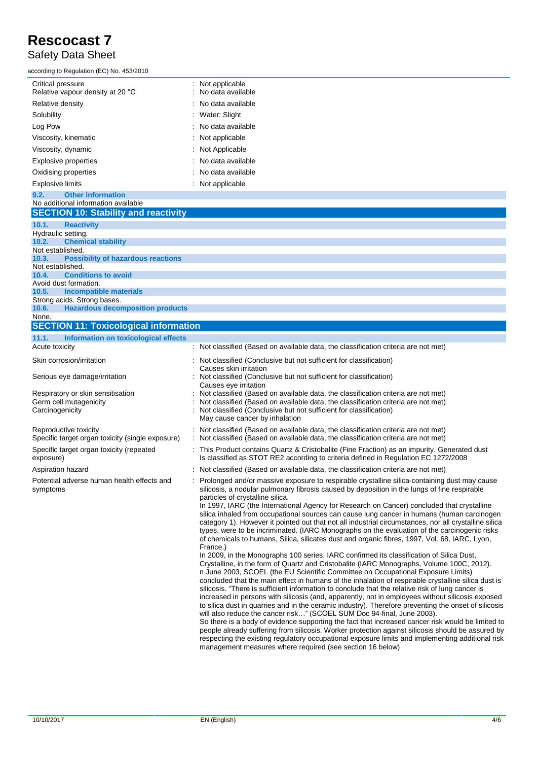| | |
|---|---|
| Critical pressure | : Not applicable |
| Relative vapour density at 20 °C | : No data available |
| Relative density | : No data available |
| Solubility | : Water: Slight |
| Log Pow | : No data available |
| Viscosity, kinematic | : Not applicable |
| Viscosity, dynamic | : Not Applicable |
| Explosive properties | : No data available |
| Oxidising properties | : No data available |
| Explosive limits | : Not applicable |

### 9.2. Other information

No additional information available

## SECTION 10: Stability and reactivity

### 10.1. Reactivity

Hydraulic setting.

### 10.2. Chemical stability

Not established.

### 10.3. Possibility of hazardous reactions

Not established.

### 10.4. Conditions to avoid

Avoid dust formation.

### 10.5. Incompatible materials

Strong acids. Strong bases.

### 10.6. Hazardous decomposition products

None.

## SECTION 11: Toxicological information

### 11.1. Information on toxicological effects

| | |
|---|---|
| Acute toxicity | : Not classified (Based on available data, the classification criteria are not met) |
| Skin corrosion/irritation | : Not classified (Conclusive but not sufficient for classification)<br>Causes skin irritation |
| Serious eye damage/irritation | : Not classified (Conclusive but not sufficient for classification)<br>Causes eye irritation |
| Respiratory or skin sensitisation | : Not classified (Based on available data, the classification criteria are not met) |
| Germ cell mutagenicity | : Not classified (Based on available data, the classification criteria are not met) |
| Carcinogenicity | : Not classified (Conclusive but not sufficient for classification)<br>May cause cancer by inhalation |
| Reproductive toxicity | : Not classified (Based on available data, the classification criteria are not met) |
| Specific target organ toxicity (single exposure) | : Not classified (Based on available data, the classification criteria are not met) |
| Specific target organ toxicity (repeated exposure) | : This Product contains Quartz & Cristobalite (Fine Fraction) as an impurity. Generated dust Is classified as STOT RE2 according to criteria defined in Regulation EC 1272/2008 |
| Aspiration hazard | : Not classified (Based on available data, the classification criteria are not met) |
| Potential adverse human health effects and symptoms | : Prolonged and/or massive exposure to respirable crystalline silica-containing dust may cause silicosis, a nodular pulmonary fibrosis caused by deposition in the lungs of fine respirable particles of crystalline silica.<br>In 1997, IARC (the International Agency for Research on Cancer) concluded that crystalline silica inhaled from occupational sources can cause lung cancer in humans (human carcinogen category 1). However it pointed out that not all industrial circumstances, nor all crystalline silica types, were to be incriminated. (IARC Monographs on the evaluation of the carcinogenic risks of chemicals to humans, Silica, silicates dust and organic fibres, 1997, Vol. 68, IARC, Lyon, France.)<br>In 2009, in the Monographs 100 series, IARC confirmed its classification of Silica Dust, Crystalline, in the form of Quartz and Cristobalite (IARC Monographs, Volume 100C, 2012).<br>n June 2003, SCOEL (the EU Scientific Committee on Occupational Exposure Limits) concluded that the main effect in humans of the inhalation of respirable crystalline silica dust is silicosis. "There is sufficient information to conclude that the relative risk of lung cancer is increased in persons with silicosis (and, apparently, not in employees without silicosis exposed to silica dust in quarries and in the ceramic industry). Therefore preventing the onset of silicosis will also reduce the cancer risk…" (SCOEL SUM Doc 94-final, June 2003).<br>So there is a body of evidence supporting the fact that increased cancer risk would be limited to people already suffering from silicosis. Worker protection against silicosis should be assured by respecting the existing regulatory occupational exposure limits and implementing additional risk management measures where required (see section 16 below) |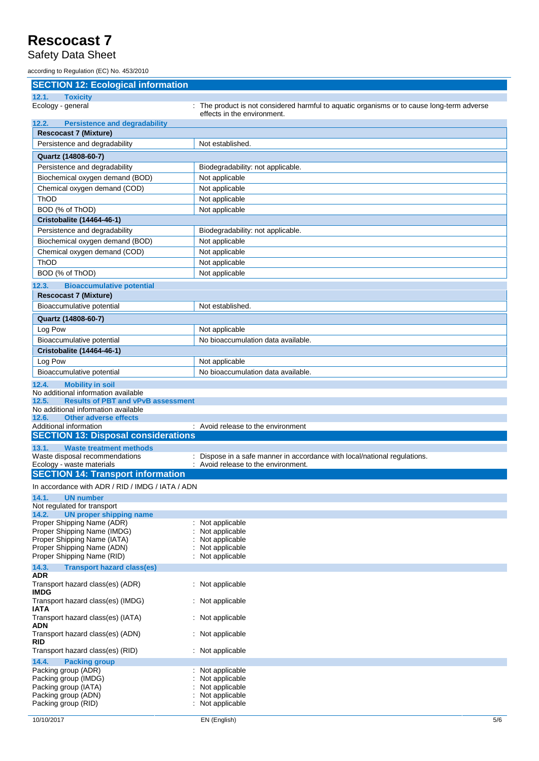## SECTION 12: Ecological information

### 12.1. Toxicity

Ecology - general : The product is not considered harmful to aquatic organisms or to cause long-term adverse effects in the environment.

### 12.2. Persistence and degradability

| Rescocast 7 (Mixture) | |
|---|---|
| Persistence and degradability | Not established. |
| **Quartz (14808-60-7)** | |
| Persistence and degradability | Biodegradability: not applicable. |
| Biochemical oxygen demand (BOD) | Not applicable |
| Chemical oxygen demand (COD) | Not applicable |
| ThOD | Not applicable |
| BOD (% of ThOD) | Not applicable |
| **Cristobalite (14464-46-1)** | |
| Persistence and degradability | Biodegradability: not applicable. |
| Biochemical oxygen demand (BOD) | Not applicable |
| Chemical oxygen demand (COD) | Not applicable |
| ThOD | Not applicable |
| BOD (% of ThOD) | Not applicable |

### 12.3. Bioaccumulative potential

| Rescocast 7 (Mixture) | |
|---|---|
| Bioaccumulative potential | Not established. |
| **Quartz (14808-60-7)** | |
| Log Pow | Not applicable |
| Bioaccumulative potential | No bioaccumulation data available. |
| **Cristobalite (14464-46-1)** | |
| Log Pow | Not applicable |
| Bioaccumulative potential | No bioaccumulation data available. |

### 12.4. Mobility in soil

No additional information available

### 12.5. Results of PBT and vPvB assessment

No additional information available

### 12.6. Other adverse effects

Additional information : Avoid release to the environment

## SECTION 13: Disposal considerations

### 13.1. Waste treatment methods

Waste disposal recommendations : Dispose in a safe manner in accordance with local/national regulations.

Ecology - waste materials : Avoid release to the environment.

## SECTION 14: Transport information

In accordance with ADR / RID / IMDG / IATA / ADN

### 14.1. UN number

Not regulated for transport

### 14.2. UN proper shipping name

Proper Shipping Name (ADR) : Not applicable

Proper Shipping Name (IMDG) : Not applicable

Proper Shipping Name (IATA) : Not applicable

Proper Shipping Name (ADN) : Not applicable

Proper Shipping Name (RID) : Not applicable

### 14.3. Transport hazard class(es)

**ADR**

Transport hazard class(es) (ADR) : Not applicable

**IMDG**

Transport hazard class(es) (IMDG) : Not applicable

**IATA**

Transport hazard class(es) (IATA) : Not applicable

**ADN**

Transport hazard class(es) (ADN) : Not applicable

**RID**

Transport hazard class(es) (RID) : Not applicable

### 14.4. Packing group

Packing group (ADR) : Not applicable

Packing group (IMDG) : Not applicable

Packing group (IATA) : Not applicable

Packing group (ADN) : Not applicable

Packing group (RID) : Not applicable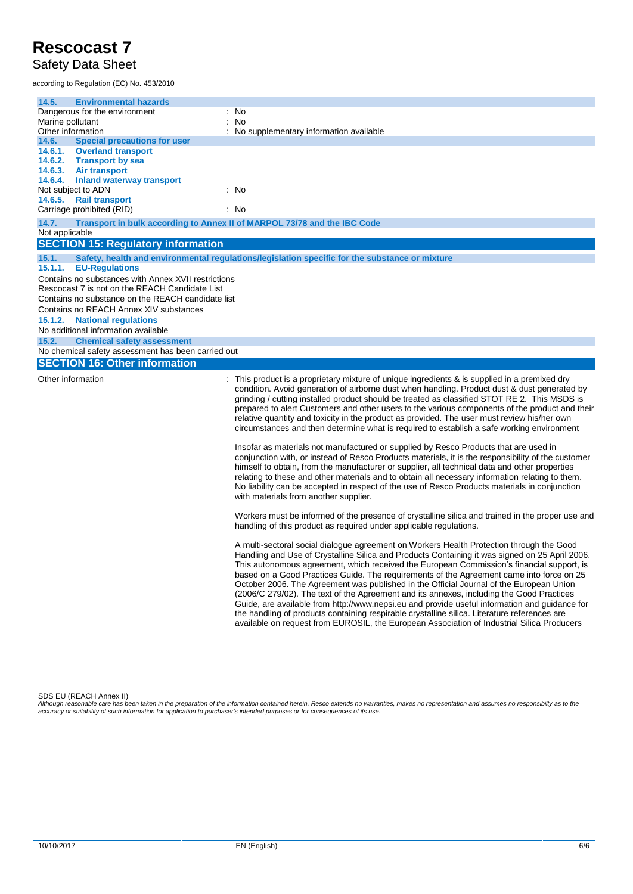**14.5. Environmental hazards**

Dangerous for the environment : No

Marine pollutant : No

Other information : No supplementary information available

**14.6. Special precautions for user**

**14.6.1. Overland transport**

**14.6.2. Transport by sea**

**14.6.3. Air transport**

**14.6.4. Inland waterway transport**

Not subject to ADN : No

**14.6.5. Rail transport**

Carriage prohibited (RID) : No

**14.7. Transport in bulk according to Annex II of MARPOL 73/78 and the IBC Code**

Not applicable

## SECTION 15: Regulatory information

**15.1. Safety, health and environmental regulations/legislation specific for the substance or mixture**

**15.1.1. EU-Regulations**

Contains no substances with Annex XVII restrictions
Rescocast 7 is not on the REACH Candidate List
Contains no substance on the REACH candidate list
Contains no REACH Annex XIV substances

**15.1.2. National regulations**

No additional information available

**15.2. Chemical safety assessment**

No chemical safety assessment has been carried out

## SECTION 16: Other information

Other information : This product is a proprietary mixture of unique ingredients & is supplied in a premixed dry condition. Avoid generation of airborne dust when handling. Product dust & dust generated by grinding / cutting installed product should be treated as classified STOT RE 2. This MSDS is prepared to alert Customers and other users to the various components of the product and their relative quantity and toxicity in the product as provided. The user must review his/her own circumstances and then determine what is required to establish a safe working environment

Insofar as materials not manufactured or supplied by Resco Products that are used in conjunction with, or instead of Resco Products materials, it is the responsibility of the customer himself to obtain, from the manufacturer or supplier, all technical data and other properties relating to these and other materials and to obtain all necessary information relating to them. No liability can be accepted in respect of the use of Resco Products materials in conjunction with materials from another supplier.

Workers must be informed of the presence of crystalline silica and trained in the proper use and handling of this product as required under applicable regulations.

A multi-sectoral social dialogue agreement on Workers Health Protection through the Good Handling and Use of Crystalline Silica and Products Containing it was signed on 25 April 2006. This autonomous agreement, which received the European Commission's financial support, is based on a Good Practices Guide. The requirements of the Agreement came into force on 25 October 2006. The Agreement was published in the Official Journal of the European Union (2006/C 279/02). The text of the Agreement and its annexes, including the Good Practices Guide, are available from http://www.nepsi.eu and provide useful information and guidance for the handling of products containing respirable crystalline silica. Literature references are available on request from EUROSIL, the European Association of Industrial Silica Producers

SDS EU (REACH Annex II)

*Although reasonable care has been taken in the preparation of the information contained herein, Resco extends no warranties, makes no representation and assumes no responsibilty as to the accuracy or suitability of such information for application to purchaser's intended purposes or for consequences of its use.*